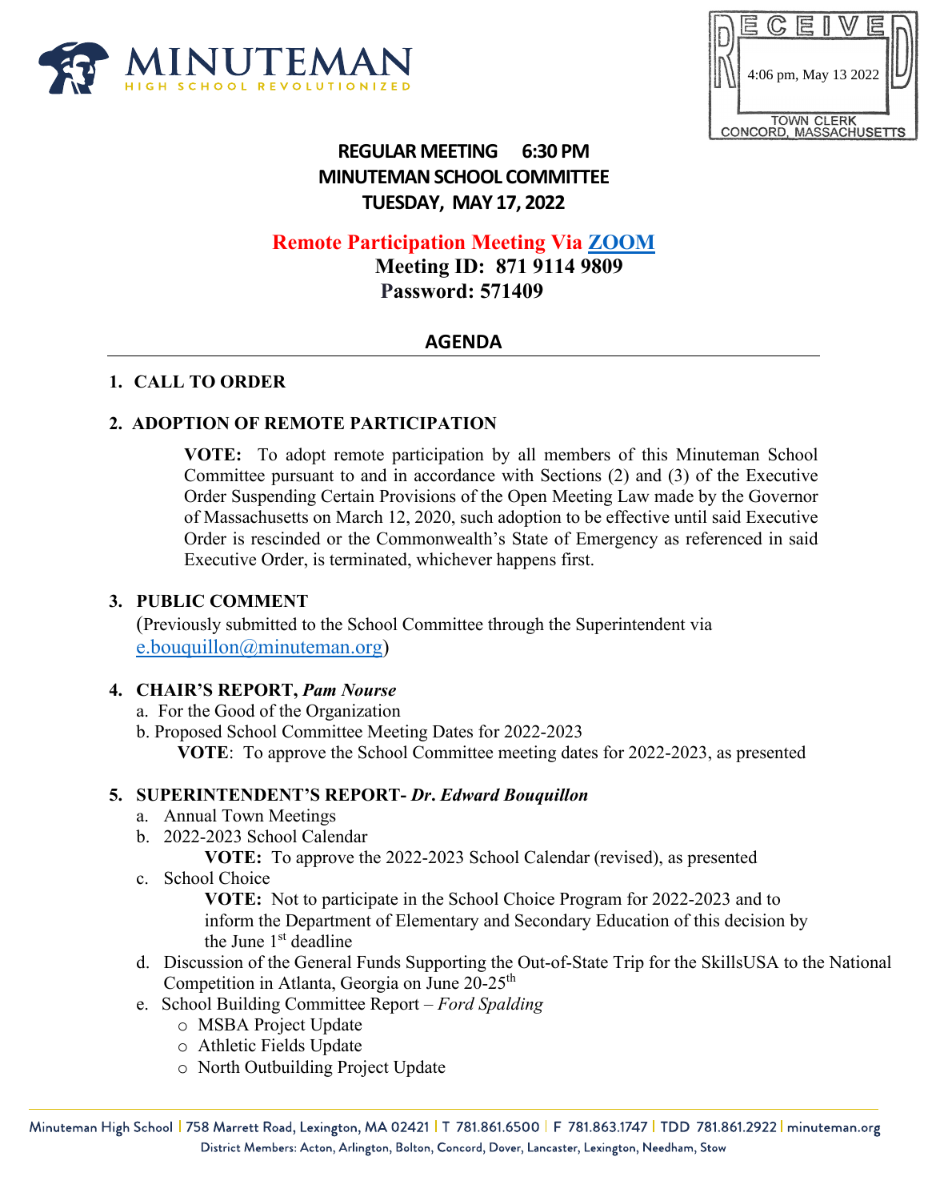MINUTEMAN
HIGH SCHOOL REVOLUTIONIZED

RECEIVED
4:06 pm, May 13 2022
TOWN CLERK
CONCORD, MASSACHUSETTS

# REGULAR MEETING 6:30 PM
# MINUTEMAN SCHOOL COMMITTEE
# TUESDAY, MAY 17, 2022

**Remote Participation Meeting Via [ZOOM]**
**Meeting ID: 871 9114 9809**
**Password: 571409**

## AGENDA

**1. CALL TO ORDER**

**2. ADOPTION OF REMOTE PARTICIPATION**

**VOTE:** To adopt remote participation by all members of this Minuteman School Committee pursuant to and in accordance with Sections (2) and (3) of the Executive Order Suspending Certain Provisions of the Open Meeting Law made by the Governor of Massachusetts on March 12, 2020, such adoption to be effective until said Executive Order is rescinded or the Commonwealth's State of Emergency as referenced in said Executive Order, is terminated, whichever happens first.

**3. PUBLIC COMMENT**
(Previously submitted to the School Committee through the Superintendent via e.bouquillon@minuteman.org)

**4. CHAIR'S REPORT, *Pam Nourse***

a. For the Good of the Organization
b. Proposed School Committee Meeting Dates for 2022-2023
   **VOTE**: To approve the School Committee meeting dates for 2022-2023, as presented

**5. SUPERINTENDENT'S REPORT- *Dr. Edward Bouquillon***

a. Annual Town Meetings
b. 2022-2023 School Calendar
   **VOTE:** To approve the 2022-2023 School Calendar (revised), as presented
c. School Choice
   **VOTE:** Not to participate in the School Choice Program for 2022-2023 and to inform the Department of Elementary and Secondary Education of this decision by the June 1st deadline
d. Discussion of the General Funds Supporting the Out-of-State Trip for the SkillsUSA to the National Competition in Atlanta, Georgia on June 20-25th
e. School Building Committee Report – *Ford Spalding*
   - MSBA Project Update
   - Athletic Fields Update
   - North Outbuilding Project Update

Minuteman High School | 758 Marrett Road, Lexington, MA 02421 | T 781.861.6500 | F 781.863.1747 | TDD 781.861.2922 | minuteman.org
District Members: Acton, Arlington, Bolton, Concord, Dover, Lancaster, Lexington, Needham, Stow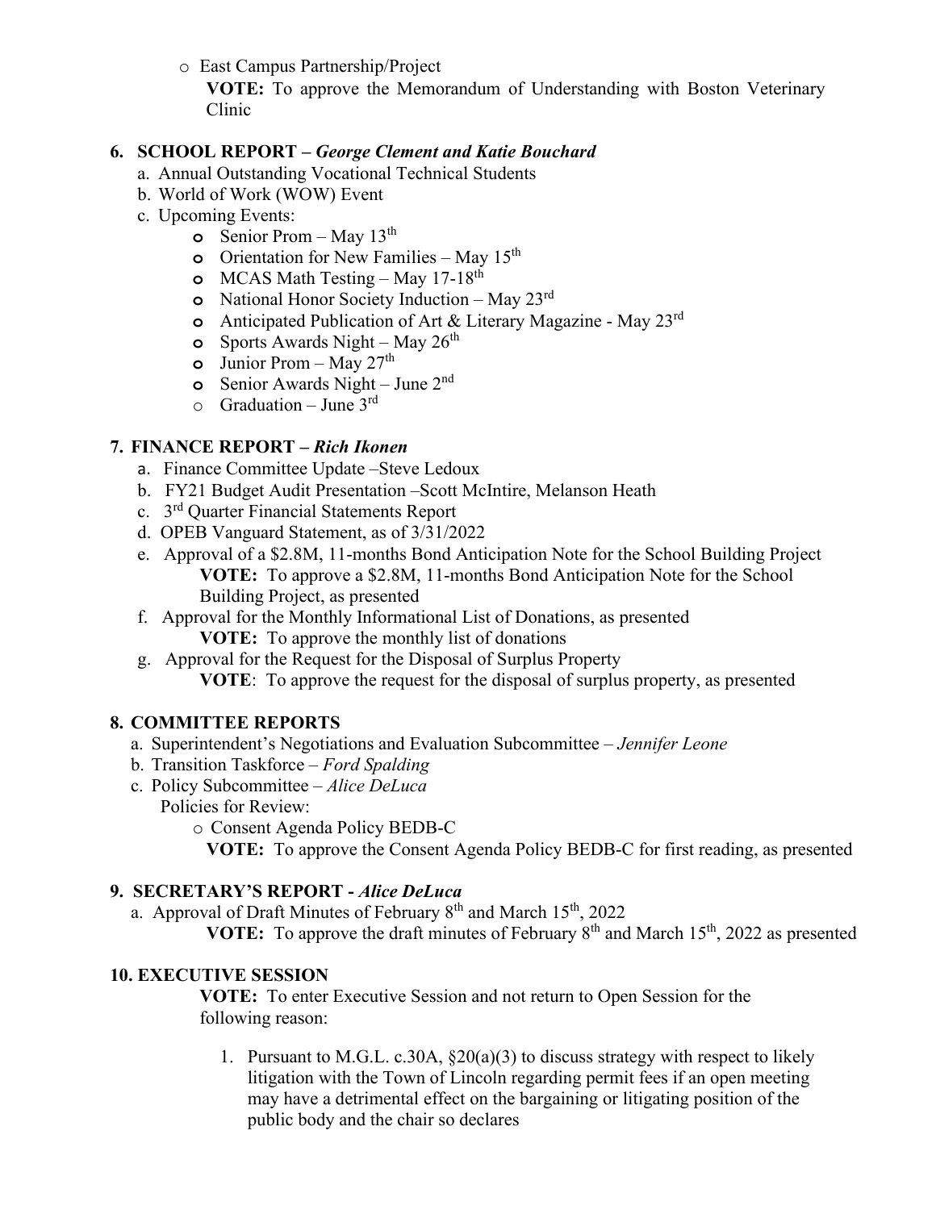- East Campus Partnership/Project

  **VOTE:** To approve the Memorandum of Understanding with Boston Veterinary Clinic

**6. SCHOOL REPORT –** ***George Clement and Katie Bouchard***

a. Annual Outstanding Vocational Technical Students

b. World of Work (WOW) Event

c. Upcoming Events:

- Senior Prom – May 13th
- Orientation for New Families – May 15th
- MCAS Math Testing – May 17-18th
- National Honor Society Induction – May 23rd
- Anticipated Publication of Art & Literary Magazine - May 23rd
- Sports Awards Night – May 26th
- Junior Prom – May 27th
- Senior Awards Night – June 2nd
- Graduation – June 3rd

**7. FINANCE REPORT –** ***Rich Ikonen***

a. Finance Committee Update –Steve Ledoux

b. FY21 Budget Audit Presentation –Scott McIntire, Melanson Heath

c. 3rd Quarter Financial Statements Report

d. OPEB Vanguard Statement, as of 3/31/2022

e. Approval of a $2.8M, 11-months Bond Anticipation Note for the School Building Project

**VOTE:** To approve a $2.8M, 11-months Bond Anticipation Note for the School Building Project, as presented

f. Approval for the Monthly Informational List of Donations, as presented

**VOTE:** To approve the monthly list of donations

g. Approval for the Request for the Disposal of Surplus Property

**VOTE**: To approve the request for the disposal of surplus property, as presented

**8. COMMITTEE REPORTS**

a. Superintendent's Negotiations and Evaluation Subcommittee – *Jennifer Leone*

b. Transition Taskforce – *Ford Spalding*

c. Policy Subcommittee – *Alice DeLuca*

Policies for Review:

- Consent Agenda Policy BEDB-C

  **VOTE:** To approve the Consent Agenda Policy BEDB-C for first reading, as presented

**9. SECRETARY'S REPORT -** ***Alice DeLuca***

a. Approval of Draft Minutes of February 8th and March 15th, 2022

**VOTE:** To approve the draft minutes of February 8th and March 15th, 2022 as presented

**10. EXECUTIVE SESSION**

**VOTE:** To enter Executive Session and not return to Open Session for the following reason:

1. Pursuant to M.G.L. c.30A, §20(a)(3) to discuss strategy with respect to likely litigation with the Town of Lincoln regarding permit fees if an open meeting may have a detrimental effect on the bargaining or litigating position of the public body and the chair so declares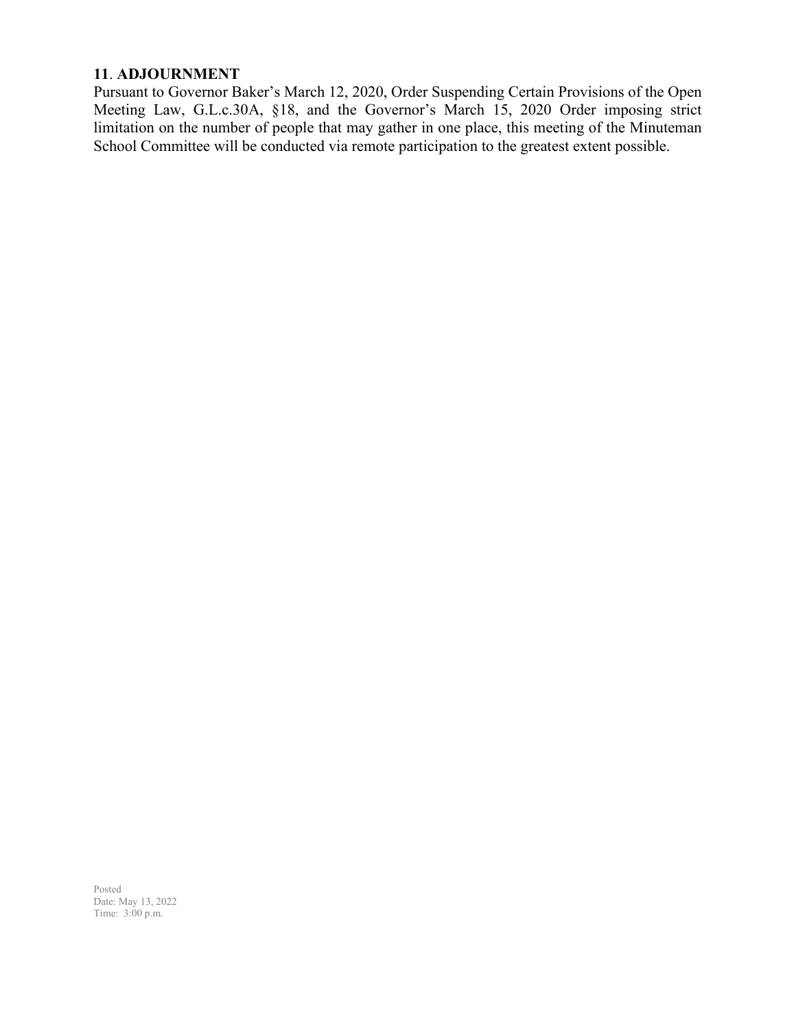**11**. **ADJOURNMENT**

Pursuant to Governor Baker's March 12, 2020, Order Suspending Certain Provisions of the Open Meeting Law, G.L.c.30A, §18, and the Governor's March 15, 2020 Order imposing strict limitation on the number of people that may gather in one place, this meeting of the Minuteman School Committee will be conducted via remote participation to the greatest extent possible.

Posted
Date: May 13, 2022
Time: 3:00 p.m.